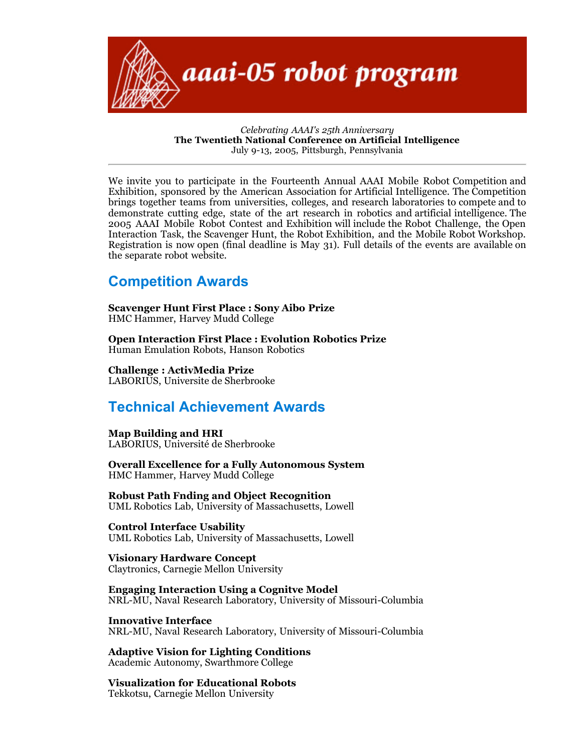# aaai-05 robot program

*Celebrating AAAI's 25th Anniversary*
**The Twentieth National Conference on Artificial Intelligence**
July 9-13, 2005, Pittsburgh, Pennsylvania

---

We invite you to participate in the Fourteenth Annual AAAI Mobile Robot Competition and Exhibition, sponsored by the American Association for Artificial Intelligence. The Competition brings together teams from universities, colleges, and research laboratories to compete and to demonstrate cutting edge, state of the art research in robotics and artificial intelligence. The 2005 AAAI Mobile Robot Contest and Exhibition will include the Robot Challenge, the Open Interaction Task, the Scavenger Hunt, the Robot Exhibition, and the Mobile Robot Workshop. Registration is now open (final deadline is May 31). Full details of the events are available on the separate robot website.

## Competition Awards

**Scavenger Hunt First Place : Sony Aibo Prize**
HMC Hammer, Harvey Mudd College

**Open Interaction First Place : Evolution Robotics Prize**
Human Emulation Robots, Hanson Robotics

**Challenge : ActivMedia Prize**
LABORIUS, Universite de Sherbrooke

## Technical Achievement Awards

**Map Building and HRI**
LABORIUS, Université de Sherbrooke

**Overall Excellence for a Fully Autonomous System**
HMC Hammer, Harvey Mudd College

**Robust Path Fnding and Object Recognition**
UML Robotics Lab, University of Massachusetts, Lowell

**Control Interface Usability**
UML Robotics Lab, University of Massachusetts, Lowell

**Visionary Hardware Concept**
Claytronics, Carnegie Mellon University

**Engaging Interaction Using a Cognitve Model**
NRL-MU, Naval Research Laboratory, University of Missouri-Columbia

**Innovative Interface**
NRL-MU, Naval Research Laboratory, University of Missouri-Columbia

**Adaptive Vision for Lighting Conditions**
Academic Autonomy, Swarthmore College

**Visualization for Educational Robots**
Tekkotsu, Carnegie Mellon University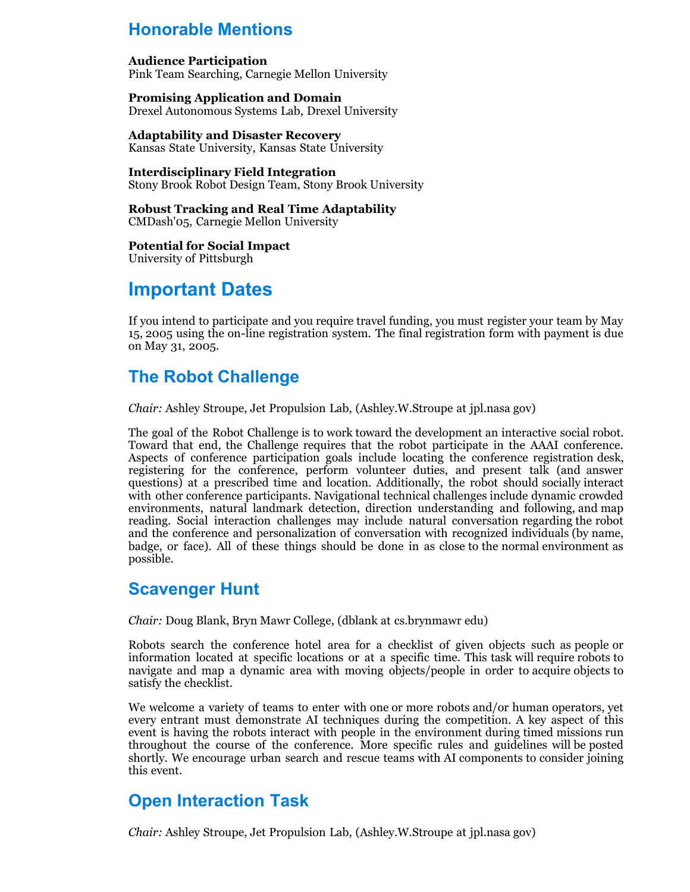## Honorable Mentions

**Audience Participation**
Pink Team Searching, Carnegie Mellon University

**Promising Application and Domain**
Drexel Autonomous Systems Lab, Drexel University

**Adaptability and Disaster Recovery**
Kansas State University, Kansas State University

**Interdisciplinary Field Integration**
Stony Brook Robot Design Team, Stony Brook University

**Robust Tracking and Real Time Adaptability**
CMDash'05, Carnegie Mellon University

**Potential for Social Impact**
University of Pittsburgh

## Important Dates

If you intend to participate and you require travel funding, you must register your team by May 15, 2005 using the on-line registration system. The final registration form with payment is due on May 31, 2005.

## The Robot Challenge

*Chair:* Ashley Stroupe, Jet Propulsion Lab, (Ashley.W.Stroupe at jpl.nasa gov)

The goal of the Robot Challenge is to work toward the development an interactive social robot. Toward that end, the Challenge requires that the robot participate in the AAAI conference. Aspects of conference participation goals include locating the conference registration desk, registering for the conference, perform volunteer duties, and present talk (and answer questions) at a prescribed time and location. Additionally, the robot should socially interact with other conference participants. Navigational technical challenges include dynamic crowded environments, natural landmark detection, direction understanding and following, and map reading. Social interaction challenges may include natural conversation regarding the robot and the conference and personalization of conversation with recognized individuals (by name, badge, or face). All of these things should be done in as close to the normal environment as possible.

## Scavenger Hunt

*Chair:* Doug Blank, Bryn Mawr College, (dblank at cs.brynmawr edu)

Robots search the conference hotel area for a checklist of given objects such as people or information located at specific locations or at a specific time. This task will require robots to navigate and map a dynamic area with moving objects/people in order to acquire objects to satisfy the checklist.

We welcome a variety of teams to enter with one or more robots and/or human operators, yet every entrant must demonstrate AI techniques during the competition. A key aspect of this event is having the robots interact with people in the environment during timed missions run throughout the course of the conference. More specific rules and guidelines will be posted shortly. We encourage urban search and rescue teams with AI components to consider joining this event.

## Open Interaction Task

*Chair:* Ashley Stroupe, Jet Propulsion Lab, (Ashley.W.Stroupe at jpl.nasa gov)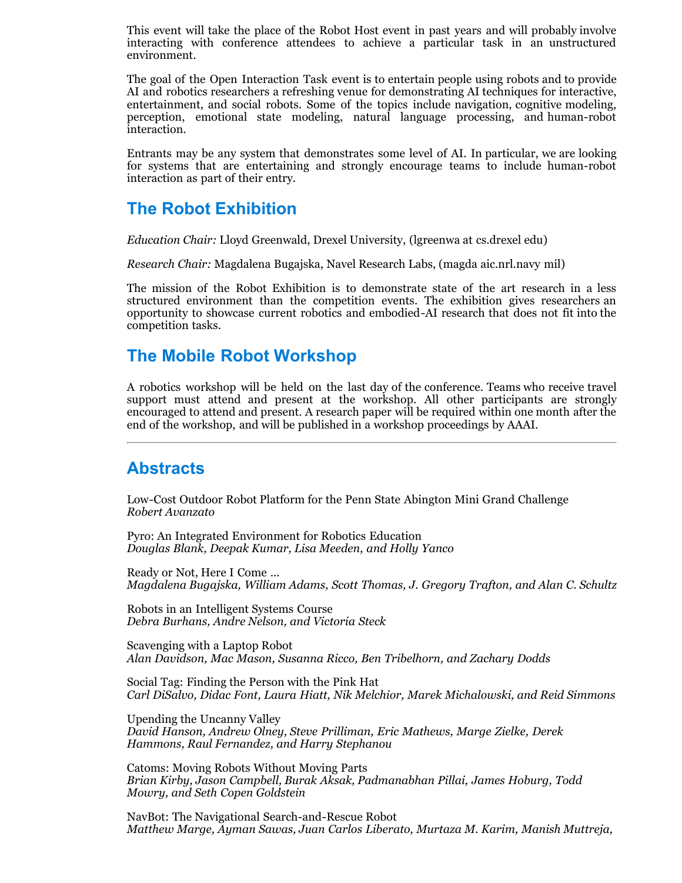This event will take the place of the Robot Host event in past years and will probably involve interacting with conference attendees to achieve a particular task in an unstructured environment.

The goal of the Open Interaction Task event is to entertain people using robots and to provide AI and robotics researchers a refreshing venue for demonstrating AI techniques for interactive, entertainment, and social robots. Some of the topics include navigation, cognitive modeling, perception, emotional state modeling, natural language processing, and human-robot interaction.

Entrants may be any system that demonstrates some level of AI. In particular, we are looking for systems that are entertaining and strongly encourage teams to include human-robot interaction as part of their entry.

## The Robot Exhibition

*Education Chair:* Lloyd Greenwald, Drexel University, (lgreenwa at cs.drexel edu)

*Research Chair:* Magdalena Bugajska, Navel Research Labs, (magda aic.nrl.navy mil)

The mission of the Robot Exhibition is to demonstrate state of the art research in a less structured environment than the competition events. The exhibition gives researchers an opportunity to showcase current robotics and embodied-AI research that does not fit into the competition tasks.

## The Mobile Robot Workshop

A robotics workshop will be held on the last day of the conference. Teams who receive travel support must attend and present at the workshop. All other participants are strongly encouraged to attend and present. A research paper will be required within one month after the end of the workshop, and will be published in a workshop proceedings by AAAI.

---

## Abstracts

Low-Cost Outdoor Robot Platform for the Penn State Abington Mini Grand Challenge
*Robert Avanzato*

Pyro: An Integrated Environment for Robotics Education
*Douglas Blank, Deepak Kumar, Lisa Meeden, and Holly Yanco*

Ready or Not, Here I Come ...
*Magdalena Bugajska, William Adams, Scott Thomas, J. Gregory Trafton, and Alan C. Schultz*

Robots in an Intelligent Systems Course
*Debra Burhans, Andre Nelson, and Victoria Steck*

Scavenging with a Laptop Robot
*Alan Davidson, Mac Mason, Susanna Ricco, Ben Tribelhorn, and Zachary Dodds*

Social Tag: Finding the Person with the Pink Hat
*Carl DiSalvo, Didac Font, Laura Hiatt, Nik Melchior, Marek Michalowski, and Reid Simmons*

Upending the Uncanny Valley
*David Hanson, Andrew Olney, Steve Prilliman, Eric Mathews, Marge Zielke, Derek Hammons, Raul Fernandez, and Harry Stephanou*

Catoms: Moving Robots Without Moving Parts
*Brian Kirby, Jason Campbell, Burak Aksak, Padmanabhan Pillai, James Hoburg, Todd Mowry, and Seth Copen Goldstein*

NavBot: The Navigational Search-and-Rescue Robot
*Matthew Marge, Ayman Sawas, Juan Carlos Liberato, Murtaza M. Karim, Manish Muttreja,*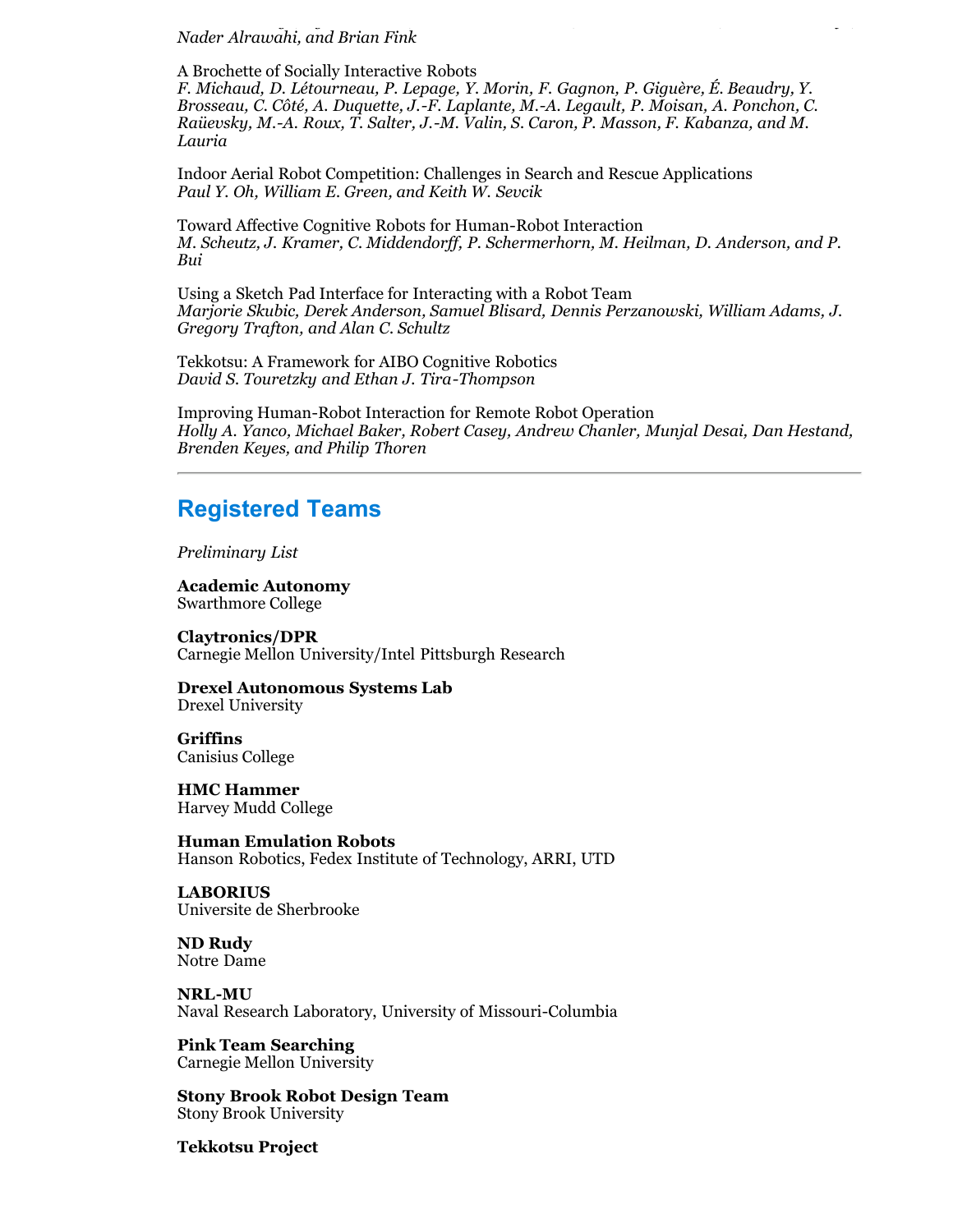*Nader Alrawahi, and Brian Fink*

A Brochette of Socially Interactive Robots
*F. Michaud, D. Létourneau, P. Lepage, Y. Morin, F. Gagnon, P. Giguère, É. Beaudry, Y. Brosseau, C. Côté, A. Duquette, J.-F. Laplante, M.-A. Legault, P. Moisan, A. Ponchon, C. Raïevsky, M.-A. Roux, T. Salter, J.-M. Valin, S. Caron, P. Masson, F. Kabanza, and M. Lauria*

Indoor Aerial Robot Competition: Challenges in Search and Rescue Applications
*Paul Y. Oh, William E. Green, and Keith W. Sevcik*

Toward Affective Cognitive Robots for Human-Robot Interaction
*M. Scheutz, J. Kramer, C. Middendorff, P. Schermerhorn, M. Heilman, D. Anderson, and P. Bui*

Using a Sketch Pad Interface for Interacting with a Robot Team
*Marjorie Skubic, Derek Anderson, Samuel Blisard, Dennis Perzanowski, William Adams, J. Gregory Trafton, and Alan C. Schultz*

Tekkotsu: A Framework for AIBO Cognitive Robotics
*David S. Touretzky and Ethan J. Tira-Thompson*

Improving Human-Robot Interaction for Remote Robot Operation
*Holly A. Yanco, Michael Baker, Robert Casey, Andrew Chanler, Munjal Desai, Dan Hestand, Brenden Keyes, and Philip Thoren*

---

## Registered Teams

*Preliminary List*

**Academic Autonomy**
Swarthmore College

**Claytronics/DPR**
Carnegie Mellon University/Intel Pittsburgh Research

**Drexel Autonomous Systems Lab**
Drexel University

**Griffins**
Canisius College

**HMC Hammer**
Harvey Mudd College

**Human Emulation Robots**
Hanson Robotics, Fedex Institute of Technology, ARRI, UTD

**LABORIUS**
Universite de Sherbrooke

**ND Rudy**
Notre Dame

**NRL-MU**
Naval Research Laboratory, University of Missouri-Columbia

**Pink Team Searching**
Carnegie Mellon University

**Stony Brook Robot Design Team**
Stony Brook University

**Tekkotsu Project**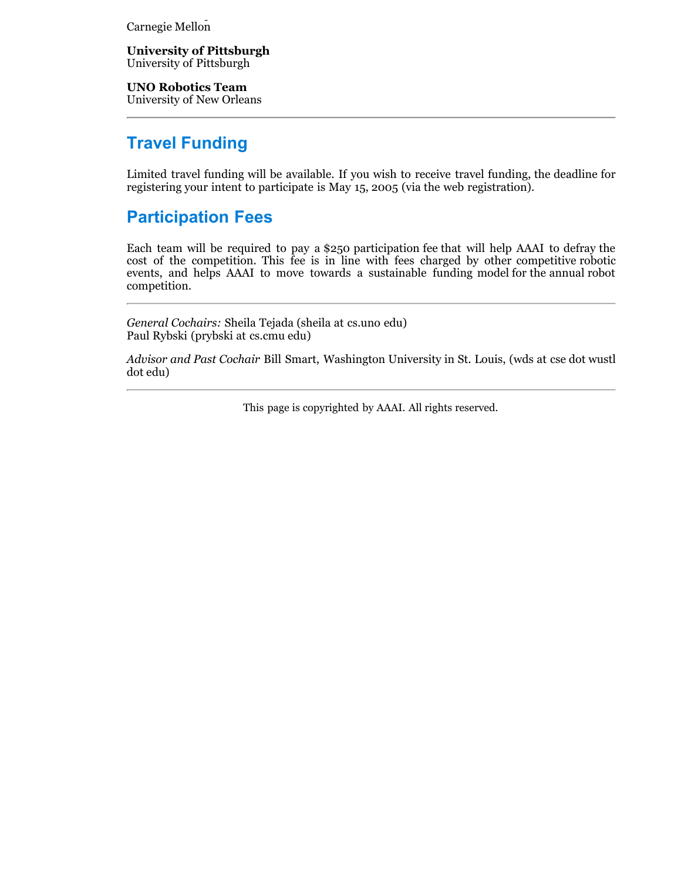Carnegie Mellon

**University of Pittsburgh**
University of Pittsburgh

**UNO Robotics Team**
University of New Orleans

---

## Travel Funding

Limited travel funding will be available. If you wish to receive travel funding, the deadline for registering your intent to participate is May 15, 2005 (via the web registration).

## Participation Fees

Each team will be required to pay a $250 participation fee that will help AAAI to defray the cost of the competition. This fee is in line with fees charged by other competitive robotic events, and helps AAAI to move towards a sustainable funding model for the annual robot competition.

---

*General Cochairs:* Sheila Tejada (sheila at cs.uno edu)
Paul Rybski (prybski at cs.cmu edu)

*Advisor and Past Cochair* Bill Smart, Washington University in St. Louis, (wds at cse dot wustl dot edu)

---

This page is copyrighted by AAAI. All rights reserved.